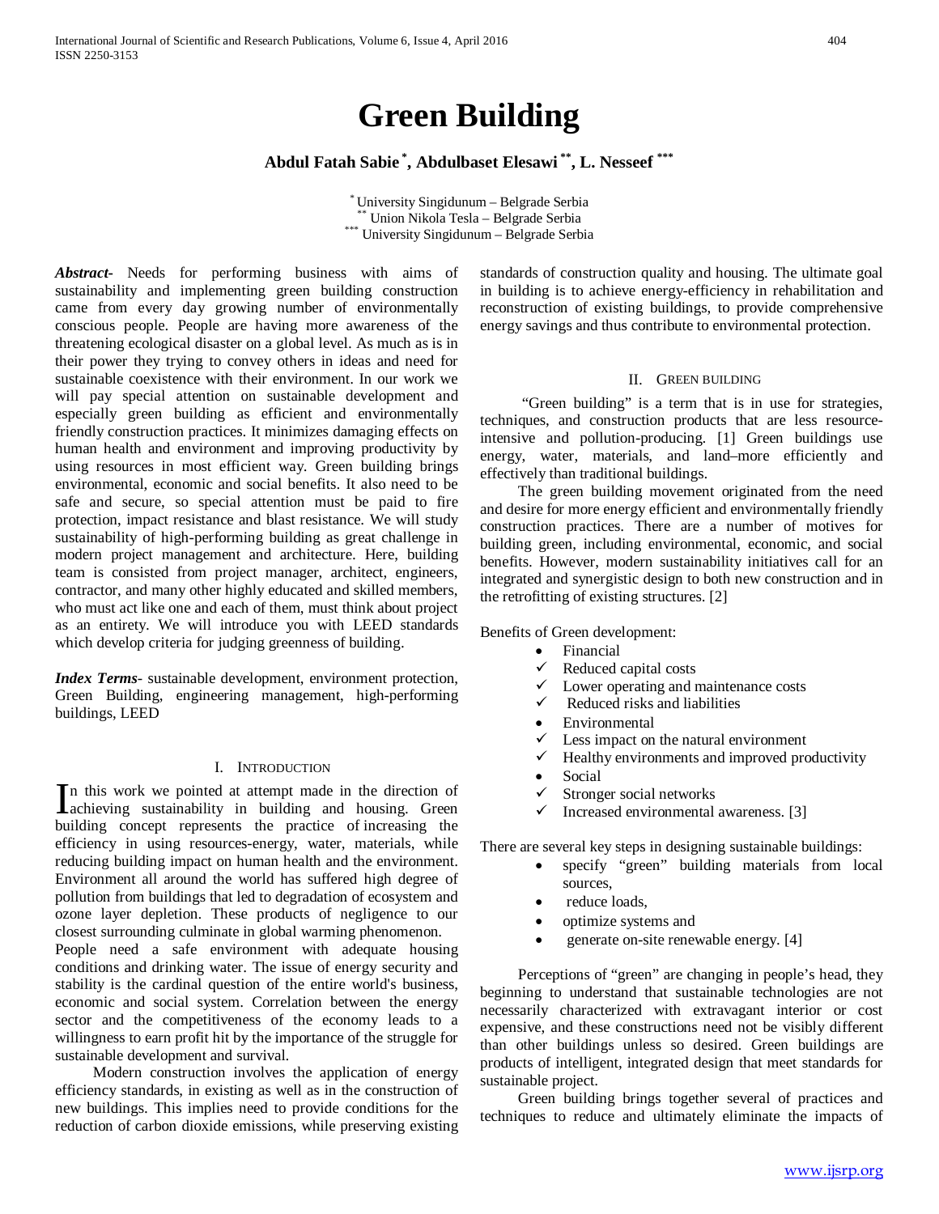# Green Building

**Abdul Fatah Sabie [*], Abdulbaset Elesawi [**], L. Nesseef [***]**

[*] University Singidunum – Belgrade Serbia
[**] Union Nikola Tesla – Belgrade Serbia
[***] University Singidunum – Belgrade Serbia

***Abstract***- Needs for performing business with aims of sustainability and implementing green building construction came from every day growing number of environmentally conscious people. People are having more awareness of the threatening ecological disaster on a global level. As much as is in their power they trying to convey others in ideas and need for sustainable coexistence with their environment. In our work we will pay special attention on sustainable development and especially green building as efficient and environmentally friendly construction practices. It minimizes damaging effects on human health and environment and improving productivity by using resources in most efficient way. Green building brings environmental, economic and social benefits. It also need to be safe and secure, so special attention must be paid to fire protection, impact resistance and blast resistance. We will study sustainability of high-performing building as great challenge in modern project management and architecture. Here, building team is consisted from project manager, architect, engineers, contractor, and many other highly educated and skilled members, who must act like one and each of them, must think about project as an entirety. We will introduce you with LEED standards which develop criteria for judging greenness of building.

***Index Terms***- sustainable development, environment protection, Green Building, engineering management, high-performing buildings, LEED

## I. Introduction

In this work we pointed at attempt made in the direction of achieving sustainability in building and housing. Green building concept represents the practice of increasing the efficiency in using resources-energy, water, materials, while reducing building impact on human health and the environment. Environment all around the world has suffered high degree of pollution from buildings that led to degradation of ecosystem and ozone layer depletion. These products of negligence to our closest surrounding culminate in global warming phenomenon.

People need a safe environment with adequate housing conditions and drinking water. The issue of energy security and stability is the cardinal question of the entire world's business, economic and social system. Correlation between the energy sector and the competitiveness of the economy leads to a willingness to earn profit hit by the importance of the struggle for sustainable development and survival.

Modern construction involves the application of energy efficiency standards, in existing as well as in the construction of new buildings. This implies need to provide conditions for the reduction of carbon dioxide emissions, while preserving existing standards of construction quality and housing. The ultimate goal in building is to achieve energy-efficiency in rehabilitation and reconstruction of existing buildings, to provide comprehensive energy savings and thus contribute to environmental protection.

## II. Green building

"Green building" is a term that is in use for strategies, techniques, and construction products that are less resource-intensive and pollution-producing. [1] Green buildings use energy, water, materials, and land–more efficiently and effectively than traditional buildings.

The green building movement originated from the need and desire for more energy efficient and environmentally friendly construction practices. There are a number of motives for building green, including environmental, economic, and social benefits. However, modern sustainability initiatives call for an integrated and synergistic design to both new construction and in the retrofitting of existing structures. [2]

Benefits of Green development:

- Financial
  - ✓ Reduced capital costs
  - ✓ Lower operating and maintenance costs
  - ✓ Reduced risks and liabilities
- Environmental
  - ✓ Less impact on the natural environment
  - ✓ Healthy environments and improved productivity
- Social
  - ✓ Stronger social networks
  - ✓ Increased environmental awareness. [3]

There are several key steps in designing sustainable buildings:

- specify "green" building materials from local sources,
- reduce loads,
- optimize systems and
- generate on-site renewable energy. [4]

Perceptions of "green" are changing in people's head, they beginning to understand that sustainable technologies are not necessarily characterized with extravagant interior or cost expensive, and these constructions need not be visibly different than other buildings unless so desired. Green buildings are products of intelligent, integrated design that meet standards for sustainable project.

Green building brings together several of practices and techniques to reduce and ultimately eliminate the impacts of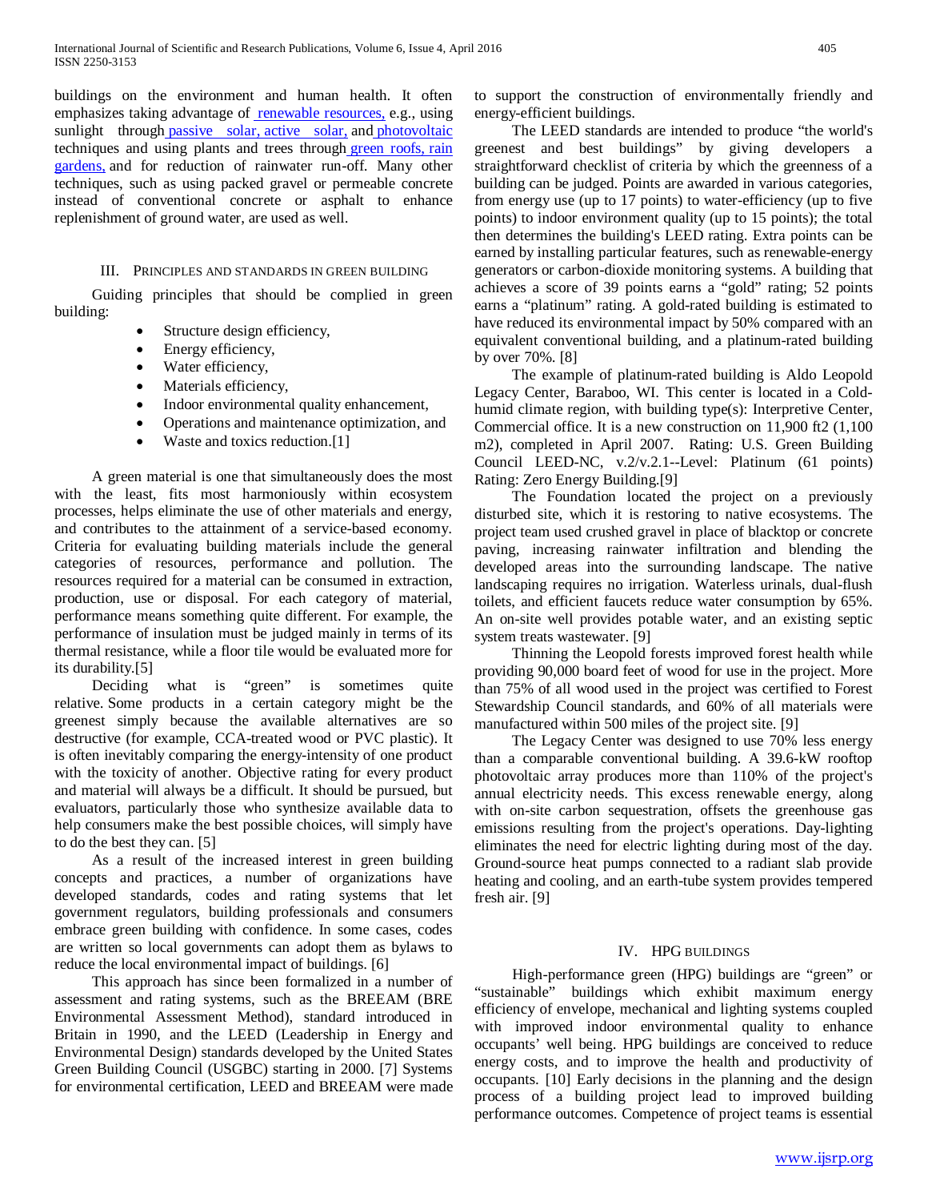buildings on the environment and human health. It often emphasizes taking advantage of renewable resources, e.g., using sunlight through passive solar, active solar, and photovoltaic techniques and using plants and trees through green roofs, rain gardens, and for reduction of rainwater run-off. Many other techniques, such as using packed gravel or permeable concrete instead of conventional concrete or asphalt to enhance replenishment of ground water, are used as well.

## III. Principles and Standards in Green Building

Guiding principles that should be complied in green building:

- Structure design efficiency,
- Energy efficiency,
- Water efficiency,
- Materials efficiency,
- Indoor environmental quality enhancement,
- Operations and maintenance optimization, and
- Waste and toxics reduction.[1]

A green material is one that simultaneously does the most with the least, fits most harmoniously within ecosystem processes, helps eliminate the use of other materials and energy, and contributes to the attainment of a service-based economy. Criteria for evaluating building materials include the general categories of resources, performance and pollution. The resources required for a material can be consumed in extraction, production, use or disposal. For each category of material, performance means something quite different. For example, the performance of insulation must be judged mainly in terms of its thermal resistance, while a floor tile would be evaluated more for its durability.[5]

Deciding what is "green" is sometimes quite relative. Some products in a certain category might be the greenest simply because the available alternatives are so destructive (for example, CCA-treated wood or PVC plastic). It is often inevitably comparing the energy-intensity of one product with the toxicity of another. Objective rating for every product and material will always be a difficult. It should be pursued, but evaluators, particularly those who synthesize available data to help consumers make the best possible choices, will simply have to do the best they can. [5]

As a result of the increased interest in green building concepts and practices, a number of organizations have developed standards, codes and rating systems that let government regulators, building professionals and consumers embrace green building with confidence. In some cases, codes are written so local governments can adopt them as bylaws to reduce the local environmental impact of buildings. [6]

This approach has since been formalized in a number of assessment and rating systems, such as the BREEAM (BRE Environmental Assessment Method), standard introduced in Britain in 1990, and the LEED (Leadership in Energy and Environmental Design) standards developed by the United States Green Building Council (USGBC) starting in 2000. [7] Systems for environmental certification, LEED and BREEAM were made to support the construction of environmentally friendly and energy-efficient buildings.

The LEED standards are intended to produce "the world's greenest and best buildings" by giving developers a straightforward checklist of criteria by which the greenness of a building can be judged. Points are awarded in various categories, from energy use (up to 17 points) to water-efficiency (up to five points) to indoor environment quality (up to 15 points); the total then determines the building's LEED rating. Extra points can be earned by installing particular features, such as renewable-energy generators or carbon-dioxide monitoring systems. A building that achieves a score of 39 points earns a "gold" rating; 52 points earns a "platinum" rating. A gold-rated building is estimated to have reduced its environmental impact by 50% compared with an equivalent conventional building, and a platinum-rated building by over 70%. [8]

The example of platinum-rated building is Aldo Leopold Legacy Center, Baraboo, WI. This center is located in a Cold-humid climate region, with building type(s): Interpretive Center, Commercial office. It is a new construction on 11,900 ft2 (1,100 m2), completed in April 2007. Rating: U.S. Green Building Council LEED-NC, v.2/v.2.1--Level: Platinum (61 points) Rating: Zero Energy Building.[9]

The Foundation located the project on a previously disturbed site, which it is restoring to native ecosystems. The project team used crushed gravel in place of blacktop or concrete paving, increasing rainwater infiltration and blending the developed areas into the surrounding landscape. The native landscaping requires no irrigation. Waterless urinals, dual-flush toilets, and efficient faucets reduce water consumption by 65%. An on-site well provides potable water, and an existing septic system treats wastewater. [9]

Thinning the Leopold forests improved forest health while providing 90,000 board feet of wood for use in the project. More than 75% of all wood used in the project was certified to Forest Stewardship Council standards, and 60% of all materials were manufactured within 500 miles of the project site. [9]

The Legacy Center was designed to use 70% less energy than a comparable conventional building. A 39.6-kW rooftop photovoltaic array produces more than 110% of the project's annual electricity needs. This excess renewable energy, along with on-site carbon sequestration, offsets the greenhouse gas emissions resulting from the project's operations. Day-lighting eliminates the need for electric lighting during most of the day. Ground-source heat pumps connected to a radiant slab provide heating and cooling, and an earth-tube system provides tempered fresh air. [9]

## IV. HPG Buildings

High-performance green (HPG) buildings are "green" or "sustainable" buildings which exhibit maximum energy efficiency of envelope, mechanical and lighting systems coupled with improved indoor environmental quality to enhance occupants' well being. HPG buildings are conceived to reduce energy costs, and to improve the health and productivity of occupants. [10] Early decisions in the planning and the design process of a building project lead to improved building performance outcomes. Competence of project teams is essential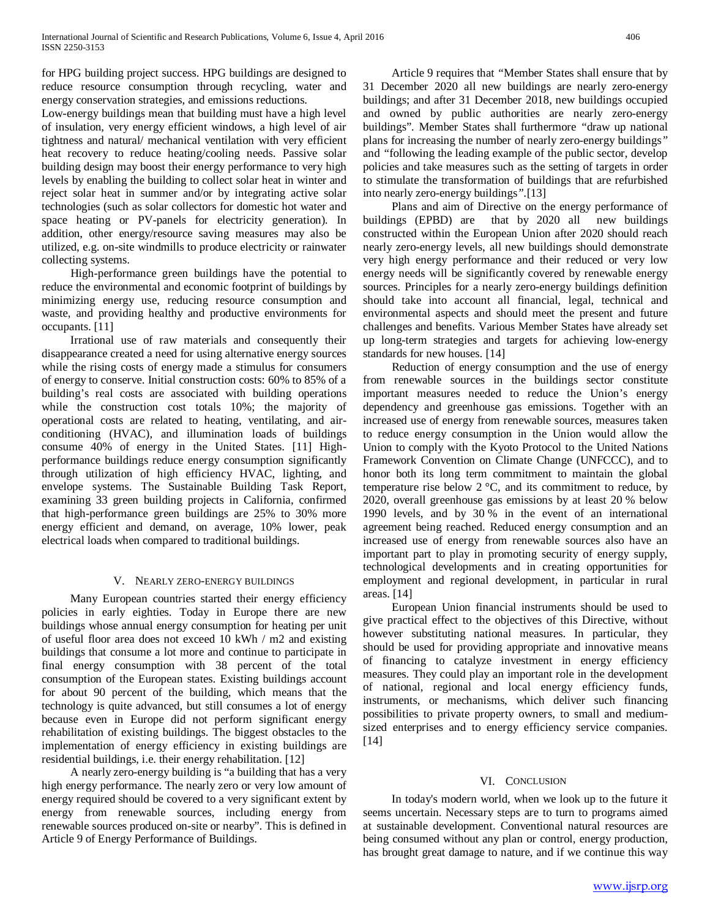for HPG building project success. HPG buildings are designed to reduce resource consumption through recycling, water and energy conservation strategies, and emissions reductions.

Low-energy buildings mean that building must have a high level of insulation, very energy efficient windows, a high level of air tightness and natural/ mechanical ventilation with very efficient heat recovery to reduce heating/cooling needs. Passive solar building design may boost their energy performance to very high levels by enabling the building to collect solar heat in winter and reject solar heat in summer and/or by integrating active solar technologies (such as solar collectors for domestic hot water and space heating or PV-panels for electricity generation). In addition, other energy/resource saving measures may also be utilized, e.g. on-site windmills to produce electricity or rainwater collecting systems.

High-performance green buildings have the potential to reduce the environmental and economic footprint of buildings by minimizing energy use, reducing resource consumption and waste, and providing healthy and productive environments for occupants. [11]

Irrational use of raw materials and consequently their disappearance created a need for using alternative energy sources while the rising costs of energy made a stimulus for consumers of energy to conserve. Initial construction costs: 60% to 85% of a building's real costs are associated with building operations while the construction cost totals 10%; the majority of operational costs are related to heating, ventilating, and air-conditioning (HVAC), and illumination loads of buildings consume 40% of energy in the United States. [11] High-performance buildings reduce energy consumption significantly through utilization of high efficiency HVAC, lighting, and envelope systems. The Sustainable Building Task Report, examining 33 green building projects in California, confirmed that high-performance green buildings are 25% to 30% more energy efficient and demand, on average, 10% lower, peak electrical loads when compared to traditional buildings.

## V. Nearly zero-energy buildings

Many European countries started their energy efficiency policies in early eighties. Today in Europe there are new buildings whose annual energy consumption for heating per unit of useful floor area does not exceed 10 kWh / m2 and existing buildings that consume a lot more and continue to participate in final energy consumption with 38 percent of the total consumption of the European states. Existing buildings account for about 90 percent of the building, which means that the technology is quite advanced, but still consumes a lot of energy because even in Europe did not perform significant energy rehabilitation of existing buildings. The biggest obstacles to the implementation of energy efficiency in existing buildings are residential buildings, i.e. their energy rehabilitation. [12]

A nearly zero-energy building is "a building that has a very high energy performance. The nearly zero or very low amount of energy required should be covered to a very significant extent by energy from renewable sources, including energy from renewable sources produced on-site or nearby". This is defined in Article 9 of Energy Performance of Buildings.

Article 9 requires that "Member States shall ensure that by 31 December 2020 all new buildings are nearly zero-energy buildings; and after 31 December 2018, new buildings occupied and owned by public authorities are nearly zero-energy buildings". Member States shall furthermore "draw up national plans for increasing the number of nearly zero-energy buildings" and "following the leading example of the public sector, develop policies and take measures such as the setting of targets in order to stimulate the transformation of buildings that are refurbished into nearly zero-energy buildings".[13]

Plans and aim of Directive on the energy performance of buildings (EPBD) are that by 2020 all new buildings constructed within the European Union after 2020 should reach nearly zero-energy levels, all new buildings should demonstrate very high energy performance and their reduced or very low energy needs will be significantly covered by renewable energy sources. Principles for a nearly zero-energy buildings definition should take into account all financial, legal, technical and environmental aspects and should meet the present and future challenges and benefits. Various Member States have already set up long-term strategies and targets for achieving low-energy standards for new houses. [14]

Reduction of energy consumption and the use of energy from renewable sources in the buildings sector constitute important measures needed to reduce the Union's energy dependency and greenhouse gas emissions. Together with an increased use of energy from renewable sources, measures taken to reduce energy consumption in the Union would allow the Union to comply with the Kyoto Protocol to the United Nations Framework Convention on Climate Change (UNFCCC), and to honor both its long term commitment to maintain the global temperature rise below 2 °C, and its commitment to reduce, by 2020, overall greenhouse gas emissions by at least 20 % below 1990 levels, and by 30 % in the event of an international agreement being reached. Reduced energy consumption and an increased use of energy from renewable sources also have an important part to play in promoting security of energy supply, technological developments and in creating opportunities for employment and regional development, in particular in rural areas. [14]

European Union financial instruments should be used to give practical effect to the objectives of this Directive, without however substituting national measures. In particular, they should be used for providing appropriate and innovative means of financing to catalyze investment in energy efficiency measures. They could play an important role in the development of national, regional and local energy efficiency funds, instruments, or mechanisms, which deliver such financing possibilities to private property owners, to small and medium-sized enterprises and to energy efficiency service companies. [14]

## VI. Conclusion

In today's modern world, when we look up to the future it seems uncertain. Necessary steps are to turn to programs aimed at sustainable development. Conventional natural resources are being consumed without any plan or control, energy production, has brought great damage to nature, and if we continue this way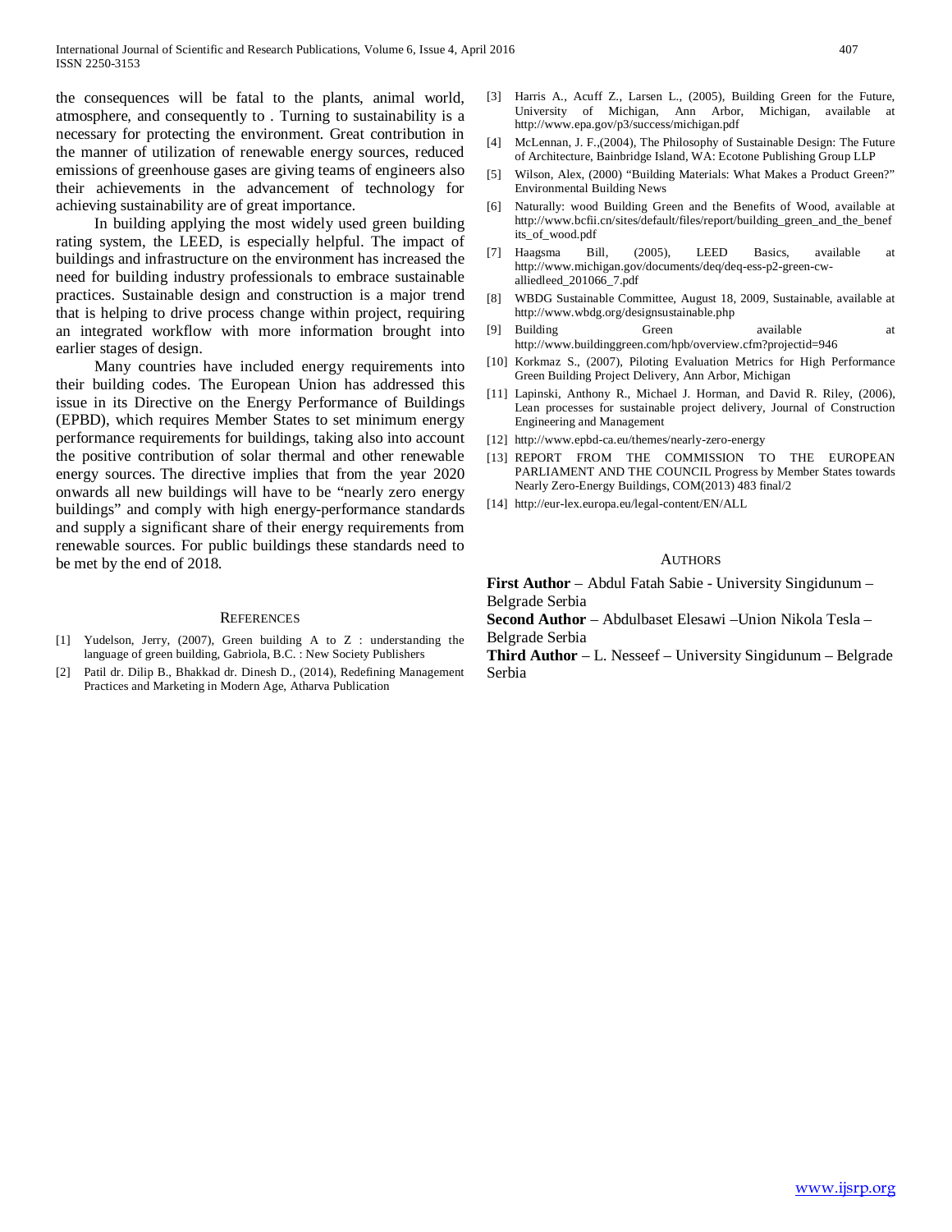the consequences will be fatal to the plants, animal world, atmosphere, and consequently to . Turning to sustainability is a necessary for protecting the environment. Great contribution in the manner of utilization of renewable energy sources, reduced emissions of greenhouse gases are giving teams of engineers also their achievements in the advancement of technology for achieving sustainability are of great importance.

In building applying the most widely used green building rating system, the LEED, is especially helpful. The impact of buildings and infrastructure on the environment has increased the need for building industry professionals to embrace sustainable practices. Sustainable design and construction is a major trend that is helping to drive process change within project, requiring an integrated workflow with more information brought into earlier stages of design.

Many countries have included energy requirements into their building codes. The European Union has addressed this issue in its Directive on the Energy Performance of Buildings (EPBD), which requires Member States to set minimum energy performance requirements for buildings, taking also into account the positive contribution of solar thermal and other renewable energy sources. The directive implies that from the year 2020 onwards all new buildings will have to be "nearly zero energy buildings" and comply with high energy-performance standards and supply a significant share of their energy requirements from renewable sources. For public buildings these standards need to be met by the end of 2018.

## References

[1] Yudelson, Jerry, (2007), Green building A to Z : understanding the language of green building, Gabriola, B.C. : New Society Publishers

[2] Patil dr. Dilip B., Bhakkad dr. Dinesh D., (2014), Redefining Management Practices and Marketing in Modern Age, Atharva Publication

[3] Harris A., Acuff Z., Larsen L., (2005), Building Green for the Future, University of Michigan, Ann Arbor, Michigan, available at http://www.epa.gov/p3/success/michigan.pdf

[4] McLennan, J. F.,(2004), The Philosophy of Sustainable Design: The Future of Architecture, Bainbridge Island, WA: Ecotone Publishing Group LLP

[5] Wilson, Alex, (2000) "Building Materials: What Makes a Product Green?" Environmental Building News

[6] Naturally: wood Building Green and the Benefits of Wood, available at http://www.bcfii.cn/sites/default/files/report/building_green_and_the_benefits_of_wood.pdf

[7] Haagsma Bill, (2005), LEED Basics, available at http://www.michigan.gov/documents/deq/deq-ess-p2-green-cw-alliedleed_201066_7.pdf

[8] WBDG Sustainable Committee, August 18, 2009, Sustainable, available at http://www.wbdg.org/designsustainable.php

[9] Building Green available at http://www.buildinggreen.com/hpb/overview.cfm?projectid=946

[10] Korkmaz S., (2007), Piloting Evaluation Metrics for High Performance Green Building Project Delivery, Ann Arbor, Michigan

[11] Lapinski, Anthony R., Michael J. Horman, and David R. Riley, (2006), Lean processes for sustainable project delivery, Journal of Construction Engineering and Management

[12] http://www.epbd-ca.eu/themes/nearly-zero-energy

[13] REPORT FROM THE COMMISSION TO THE EUROPEAN PARLIAMENT AND THE COUNCIL Progress by Member States towards Nearly Zero-Energy Buildings, COM(2013) 483 final/2

[14] http://eur-lex.europa.eu/legal-content/EN/ALL

## Authors

**First Author** – Abdul Fatah Sabie - University Singidunum – Belgrade Serbia

**Second Author** – Abdulbaset Elesawi –Union Nikola Tesla – Belgrade Serbia

**Third Author** – L. Nesseef – University Singidunum – Belgrade Serbia